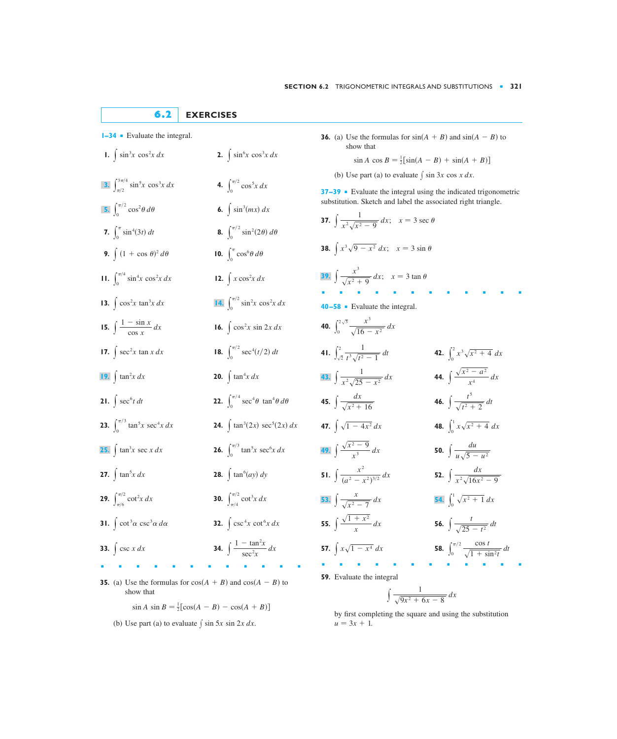## 6.2 EXERCISES

**1–34** ▪ Evaluate the integral.

1. $\int \sin^3 x \cos^2 x \, dx$

2. $\int \sin^6 x \cos^3 x \, dx$

3. $\int_{\pi/2}^{3\pi/4} \sin^5 x \cos^3 x \, dx$

4. $\int_0^{\pi/2} \cos^5 x \, dx$

5. $\int_0^{\pi/2} \cos^2 \theta \, d\theta$

6. $\int \sin^3(mx) \, dx$

7. $\int_0^{\pi} \sin^4(3t) \, dt$

8. $\int_0^{\pi/2} \sin^2(2\theta) \, d\theta$

9. $\int (1 + \cos \theta)^2 \, d\theta$

10. $\int_0^{\pi} \cos^6 \theta \, d\theta$

11. $\int_0^{\pi/4} \sin^4 x \cos^2 x \, dx$

12. $\int x \cos^2 x \, dx$

13. $\int \cos^2 x \tan^3 x \, dx$

14. $\int_0^{\pi/2} \sin^2 x \cos^2 x \, dx$

15. $\int \dfrac{1 - \sin x}{\cos x} \, dx$

16. $\int \cos^2 x \sin 2x \, dx$

17. $\int \sec^2 x \tan x \, dx$

18. $\int_0^{\pi/2} \sec^4(t/2) \, dt$

19. $\int \tan^2 x \, dx$

20. $\int \tan^4 x \, dx$

21. $\int \sec^6 t \, dt$

22. $\int_0^{\pi/4} \sec^4 \theta \tan^4 \theta \, d\theta$

23. $\int_0^{\pi/3} \tan^5 x \sec^4 x \, dx$

24. $\int \tan^3(2x) \sec^5(2x) \, dx$

25. $\int \tan^3 x \sec x \, dx$

26. $\int_0^{\pi/3} \tan^5 x \sec^6 x \, dx$

27. $\int \tan^5 x \, dx$

28. $\int \tan^6(ay) \, dy$

29. $\int_{\pi/6}^{\pi/2} \cot^2 x \, dx$

30. $\int_{\pi/4}^{\pi/2} \cot^3 x \, dx$

31. $\int \cot^3 \alpha \csc^3 \alpha \, d\alpha$

32. $\int \csc^4 x \cot^6 x \, dx$

33. $\int \csc x \, dx$

34. $\int \dfrac{1 - \tan^2 x}{\sec^2 x} \, dx$

35. (a) Use the formulas for $\cos(A + B)$ and $\cos(A - B)$ to show that

$$\sin A \sin B = \tfrac{1}{2}[\cos(A - B) - \cos(A + B)]$$

(b) Use part (a) to evaluate $\int \sin 5x \sin 2x \, dx$.

36. (a) Use the formulas for $\sin(A + B)$ and $\sin(A - B)$ to show that

$$\sin A \cos B = \tfrac{1}{2}[\sin(A - B) + \sin(A + B)]$$

(b) Use part (a) to evaluate $\int \sin 3x \cos x \, dx$.

**37–39** ▪ Evaluate the integral using the indicated trigonometric substitution. Sketch and label the associated right triangle.

37. $\int \dfrac{1}{x^2\sqrt{x^2 - 9}} \, dx; \quad x = 3 \sec \theta$

38. $\int x^3 \sqrt{9 - x^2} \, dx; \quad x = 3 \sin \theta$

39. $\int \dfrac{x^3}{\sqrt{x^2 + 9}} \, dx; \quad x = 3 \tan \theta$

**40–58** ▪ Evaluate the integral.

40. $\int_0^{2\sqrt{3}} \dfrac{x^3}{\sqrt{16 - x^2}} \, dx$

41. $\int_{\sqrt{2}}^{2} \dfrac{1}{t^3\sqrt{t^2 - 1}} \, dt$

42. $\int_0^2 x^3 \sqrt{x^2 + 4} \, dx$

43. $\int \dfrac{1}{x^2\sqrt{25 - x^2}} \, dx$

44. $\int \dfrac{\sqrt{x^2 - a^2}}{x^4} \, dx$

45. $\int \dfrac{dx}{\sqrt{x^2 + 16}}$

46. $\int \dfrac{t^5}{\sqrt{t^2 + 2}} \, dt$

47. $\int \sqrt{1 - 4x^2} \, dx$

48. $\int_0^1 x\sqrt{x^2 + 4} \, dx$

49. $\int \dfrac{\sqrt{x^2 - 9}}{x^3} \, dx$

50. $\int \dfrac{du}{u\sqrt{5 - u^2}}$

51. $\int \dfrac{x^2}{(a^2 - x^2)^{3/2}} \, dx$

52. $\int \dfrac{dx}{x^2\sqrt{16x^2 - 9}}$

53. $\int \dfrac{x}{\sqrt{x^2 - 7}} \, dx$

54. $\int_0^1 \sqrt{x^2 + 1} \, dx$

55. $\int \dfrac{\sqrt{1 + x^2}}{x} \, dx$

56. $\int \dfrac{t}{\sqrt{25 - t^2}} \, dt$

57. $\int x\sqrt{1 - x^4} \, dx$

58. $\int_0^{\pi/2} \dfrac{\cos t}{\sqrt{1 + \sin^2 t}} \, dt$

59. Evaluate the integral

$$\int \frac{1}{\sqrt{9x^2 + 6x - 8}} \, dx$$

by first completing the square and using the substitution $u = 3x + 1$.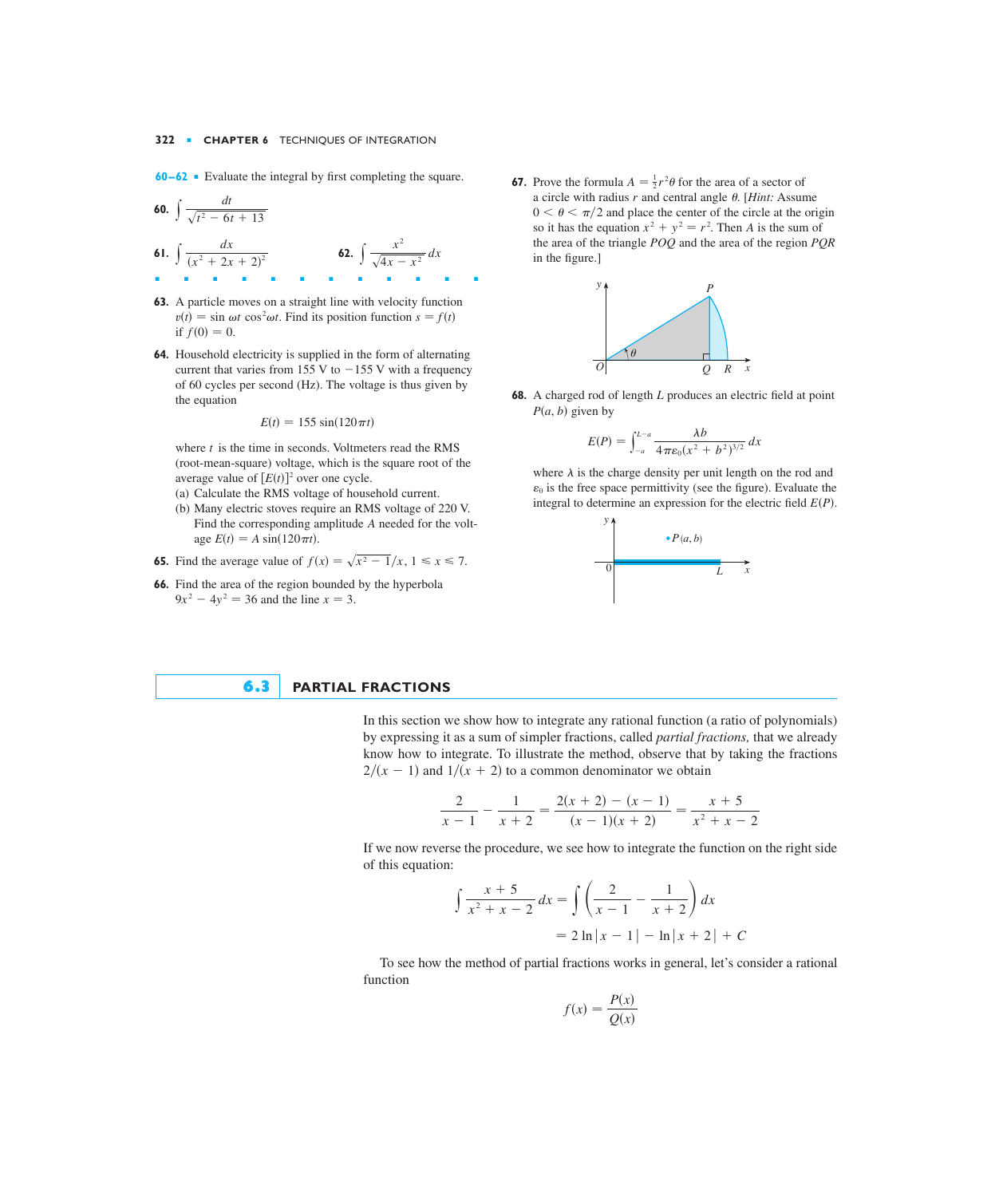**60–62** ▪ Evaluate the integral by first completing the square.

**60.** $\displaystyle\int \frac{dt}{\sqrt{t^2 - 6t + 13}}$

**61.** $\displaystyle\int \frac{dx}{(x^2 + 2x + 2)^2}$

**62.** $\displaystyle\int \frac{x^2}{\sqrt{4x - x^2}}\,dx$

**63.** A particle moves on a straight line with velocity function $v(t) = \sin \omega t \cos^2 \omega t$. Find its position function $s = f(t)$ if $f(0) = 0$.

**64.** Household electricity is supplied in the form of alternating current that varies from 155 V to $-155$ V with a frequency of 60 cycles per second (Hz). The voltage is thus given by the equation

$$E(t) = 155 \sin(120\pi t)$$

where $t$ is the time in seconds. Voltmeters read the RMS (root-mean-square) voltage, which is the square root of the average value of $[E(t)]^2$ over one cycle.

(a) Calculate the RMS voltage of household current.

(b) Many electric stoves require an RMS voltage of 220 V. Find the corresponding amplitude $A$ needed for the voltage $E(t) = A \sin(120\pi t)$.

**65.** Find the average value of $f(x) = \sqrt{x^2 - 1}/x$, $1 \leqslant x \leqslant 7$.

**66.** Find the area of the region bounded by the hyperbola $9x^2 - 4y^2 = 36$ and the line $x = 3$.

**67.** Prove the formula $A = \frac{1}{2}r^2\theta$ for the area of a sector of a circle with radius $r$ and central angle $\theta$. [*Hint:* Assume $0 < \theta < \pi/2$ and place the center of the circle at the origin so it has the equation $x^2 + y^2 = r^2$. Then $A$ is the sum of the area of the triangle $POQ$ and the area of the region $PQR$ in the figure.]

y
P
θ
O
Q
R
x

**68.** A charged rod of length $L$ produces an electric field at point $P(a, b)$ given by

$$E(P) = \int_{-a}^{L-a} \frac{\lambda b}{4\pi\varepsilon_0(x^2 + b^2)^{3/2}}\,dx$$

where $\lambda$ is the charge density per unit length on the rod and $\varepsilon_0$ is the free space permittivity (see the figure). Evaluate the integral to determine an expression for the electric field $E(P)$.

y
P (a, b)
0
L
x

## 6.3 PARTIAL FRACTIONS

In this section we show how to integrate any rational function (a ratio of polynomials) by expressing it as a sum of simpler fractions, called *partial fractions,* that we already know how to integrate. To illustrate the method, observe that by taking the fractions $2/(x - 1)$ and $1/(x + 2)$ to a common denominator we obtain

$$\frac{2}{x - 1} - \frac{1}{x + 2} = \frac{2(x + 2) - (x - 1)}{(x - 1)(x + 2)} = \frac{x + 5}{x^2 + x - 2}$$

If we now reverse the procedure, we see how to integrate the function on the right side of this equation:

$$\int \frac{x + 5}{x^2 + x - 2}\,dx = \int \left( \frac{2}{x - 1} - \frac{1}{x + 2} \right) dx$$

$$= 2 \ln|x - 1| - \ln|x + 2| + C$$

To see how the method of partial fractions works in general, let's consider a rational function

$$f(x) = \frac{P(x)}{Q(x)}$$